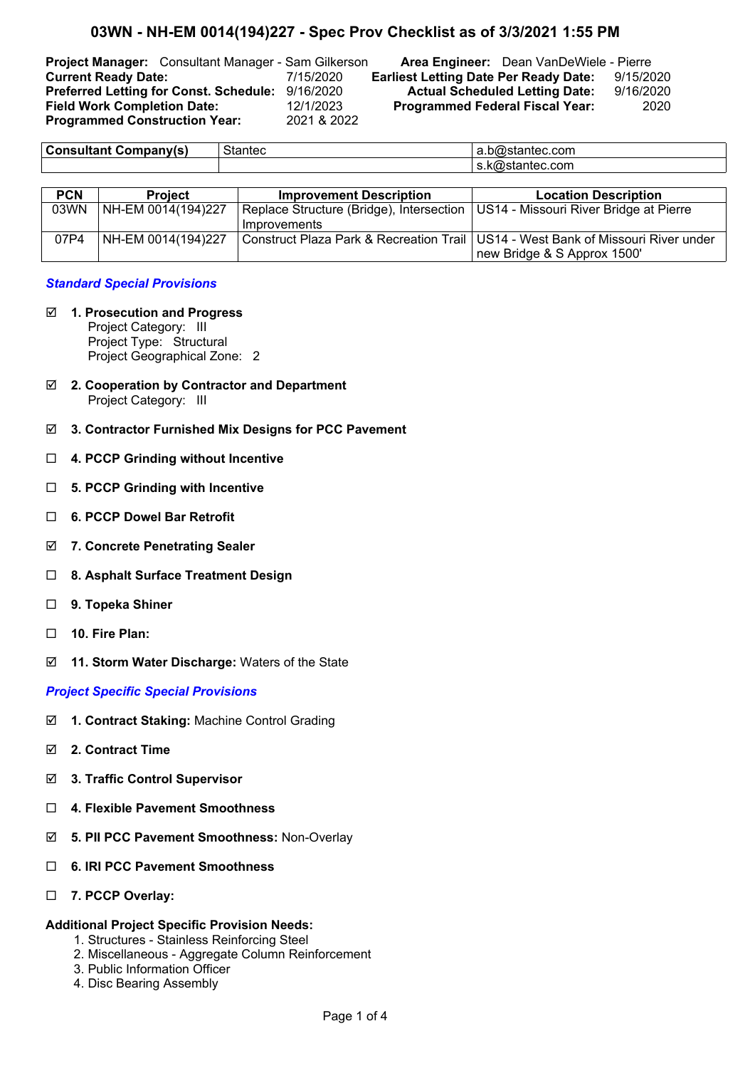# 03WN - NH-EM 0014(194)227 - Spec Prov Checklist as of 3/3/2021 1:55 PM

| | | | |
|---|---|---|---|
| **Project Manager:** Consultant Manager - Sam Gilkerson | | **Area Engineer:** Dean VanDeWiele - Pierre | |
| **Current Ready Date:** | 7/15/2020 | **Earliest Letting Date Per Ready Date:** | 9/15/2020 |
| **Preferred Letting for Const. Schedule:** | 9/16/2020 | **Actual Scheduled Letting Date:** | 9/16/2020 |
| **Field Work Completion Date:** | 12/1/2023 | **Programmed Federal Fiscal Year:** | 2020 |
| **Programmed Construction Year:** | 2021 & 2022 | | |

| **Consultant Company(s)** | Stantec | a.b@stantec.com |
|---|---|---|
| | | s.k@stantec.com |

| PCN | Project | Improvement Description | Location Description |
|---|---|---|---|
| 03WN | NH-EM 0014(194)227 | Replace Structure (Bridge), Intersection Improvements | US14 - Missouri River Bridge at Pierre |
| 07P4 | NH-EM 0014(194)227 | Construct Plaza Park & Recreation Trail | US14 - West Bank of Missouri River under new Bridge & S Approx 1500' |

## *Standard Special Provisions*

☑ **1. Prosecution and Progress**
Project Category: III
Project Type: Structural
Project Geographical Zone: 2

☑ **2. Cooperation by Contractor and Department**
Project Category: III

☑ **3. Contractor Furnished Mix Designs for PCC Pavement**

☐ **4. PCCP Grinding without Incentive**

☐ **5. PCCP Grinding with Incentive**

☐ **6. PCCP Dowel Bar Retrofit**

☑ **7. Concrete Penetrating Sealer**

☐ **8. Asphalt Surface Treatment Design**

☐ **9. Topeka Shiner**

☐ **10. Fire Plan:**

☑ **11. Storm Water Discharge:** Waters of the State

## *Project Specific Special Provisions*

☑ **1. Contract Staking:** Machine Control Grading

☑ **2. Contract Time**

☑ **3. Traffic Control Supervisor**

☐ **4. Flexible Pavement Smoothness**

☑ **5. PII PCC Pavement Smoothness:** Non-Overlay

☐ **6. IRI PCC Pavement Smoothness**

☐ **7. PCCP Overlay:**

**Additional Project Specific Provision Needs:**

1. Structures - Stainless Reinforcing Steel
2. Miscellaneous - Aggregate Column Reinforcement
3. Public Information Officer
4. Disc Bearing Assembly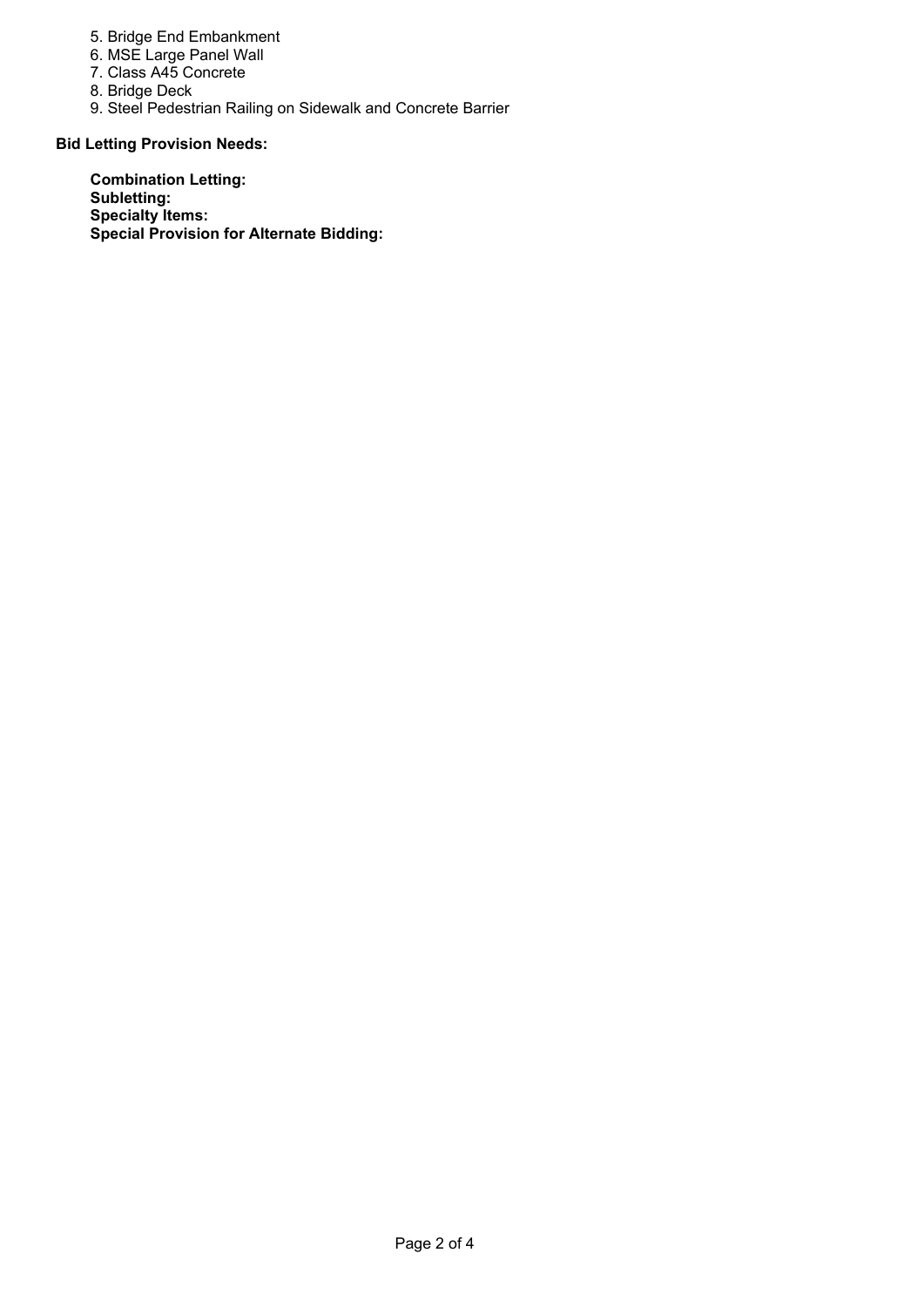5. Bridge End Embankment
6. MSE Large Panel Wall
7. Class A45 Concrete
8. Bridge Deck
9. Steel Pedestrian Railing on Sidewalk and Concrete Barrier

**Bid Letting Provision Needs:**

**Combination Letting:**
**Subletting:**
**Specialty Items:**
**Special Provision for Alternate Bidding:**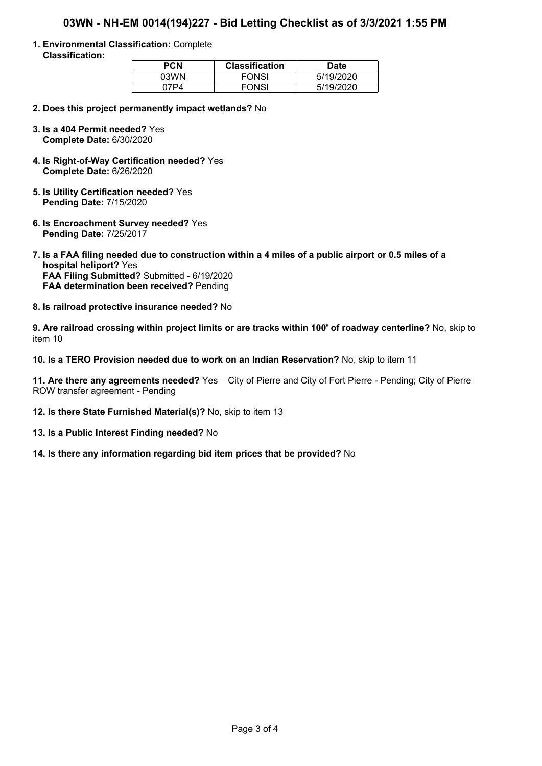# 03WN - NH-EM 0014(194)227 - Bid Letting Checklist as of 3/3/2021 1:55 PM

**1. Environmental Classification:** Complete
**Classification:**

| PCN | Classification | Date |
|---|---|---|
| 03WN | FONSI | 5/19/2020 |
| 07P4 | FONSI | 5/19/2020 |

**2. Does this project permanently impact wetlands?** No

**3. Is a 404 Permit needed?** Yes
**Complete Date:** 6/30/2020

**4. Is Right-of-Way Certification needed?** Yes
**Complete Date:** 6/26/2020

**5. Is Utility Certification needed?** Yes
**Pending Date:** 7/15/2020

**6. Is Encroachment Survey needed?** Yes
**Pending Date:** 7/25/2017

**7. Is a FAA filing needed due to construction within a 4 miles of a public airport or 0.5 miles of a hospital heliport?** Yes
**FAA Filing Submitted?** Submitted - 6/19/2020
**FAA determination been received?** Pending

**8. Is railroad protective insurance needed?** No

**9. Are railroad crossing within project limits or are tracks within 100' of roadway centerline?** No, skip to item 10

**10. Is a TERO Provision needed due to work on an Indian Reservation?** No, skip to item 11

**11. Are there any agreements needed?** Yes City of Pierre and City of Fort Pierre - Pending; City of Pierre ROW transfer agreement - Pending

**12. Is there State Furnished Material(s)?** No, skip to item 13

**13. Is a Public Interest Finding needed?** No

**14. Is there any information regarding bid item prices that be provided?** No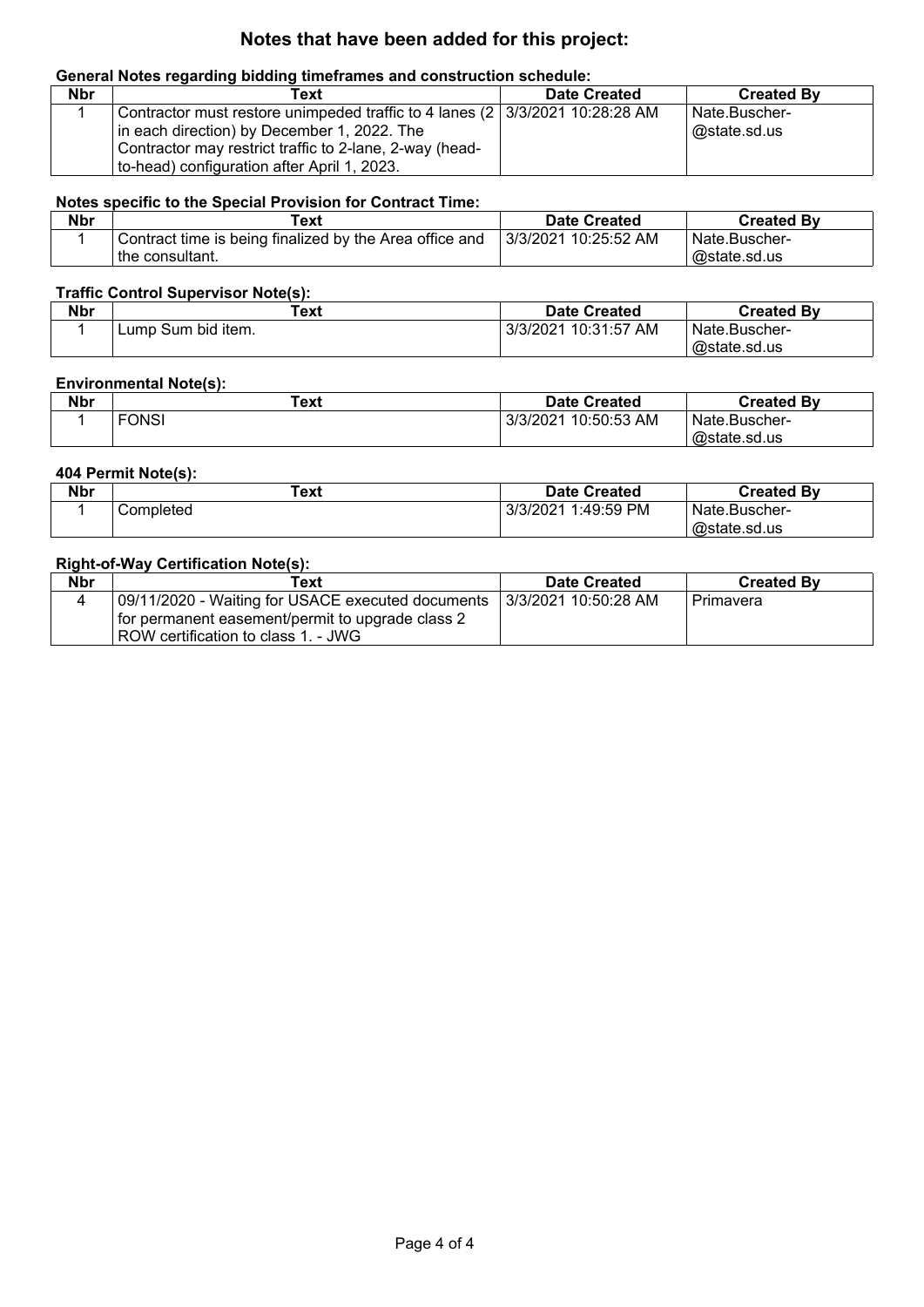# Notes that have been added for this project:

### General Notes regarding bidding timeframes and construction schedule:

| Nbr | Text | Date Created | Created By |
|---|---|---|---|
| 1 | Contractor must restore unimpeded traffic to 4 lanes (2 in each direction) by December 1, 2022. The Contractor may restrict traffic to 2-lane, 2-way (head-to-head) configuration after April 1, 2023. | 3/3/2021 10:28:28 AM | Nate.Buscher-@state.sd.us |

### Notes specific to the Special Provision for Contract Time:

| Nbr | Text | Date Created | Created By |
|---|---|---|---|
| 1 | Contract time is being finalized by the Area office and the consultant. | 3/3/2021 10:25:52 AM | Nate.Buscher-@state.sd.us |

### Traffic Control Supervisor Note(s):

| Nbr | Text | Date Created | Created By |
|---|---|---|---|
| 1 | Lump Sum bid item. | 3/3/2021 10:31:57 AM | Nate.Buscher-@state.sd.us |

### Environmental Note(s):

| Nbr | Text | Date Created | Created By |
|---|---|---|---|
| 1 | FONSI | 3/3/2021 10:50:53 AM | Nate.Buscher-@state.sd.us |

### 404 Permit Note(s):

| Nbr | Text | Date Created | Created By |
|---|---|---|---|
| 1 | Completed | 3/3/2021 1:49:59 PM | Nate.Buscher-@state.sd.us |

### Right-of-Way Certification Note(s):

| Nbr | Text | Date Created | Created By |
|---|---|---|---|
| 4 | 09/11/2020 - Waiting for USACE executed documents for permanent easement/permit to upgrade class 2 ROW certification to class 1. - JWG | 3/3/2021 10:50:28 AM | Primavera |